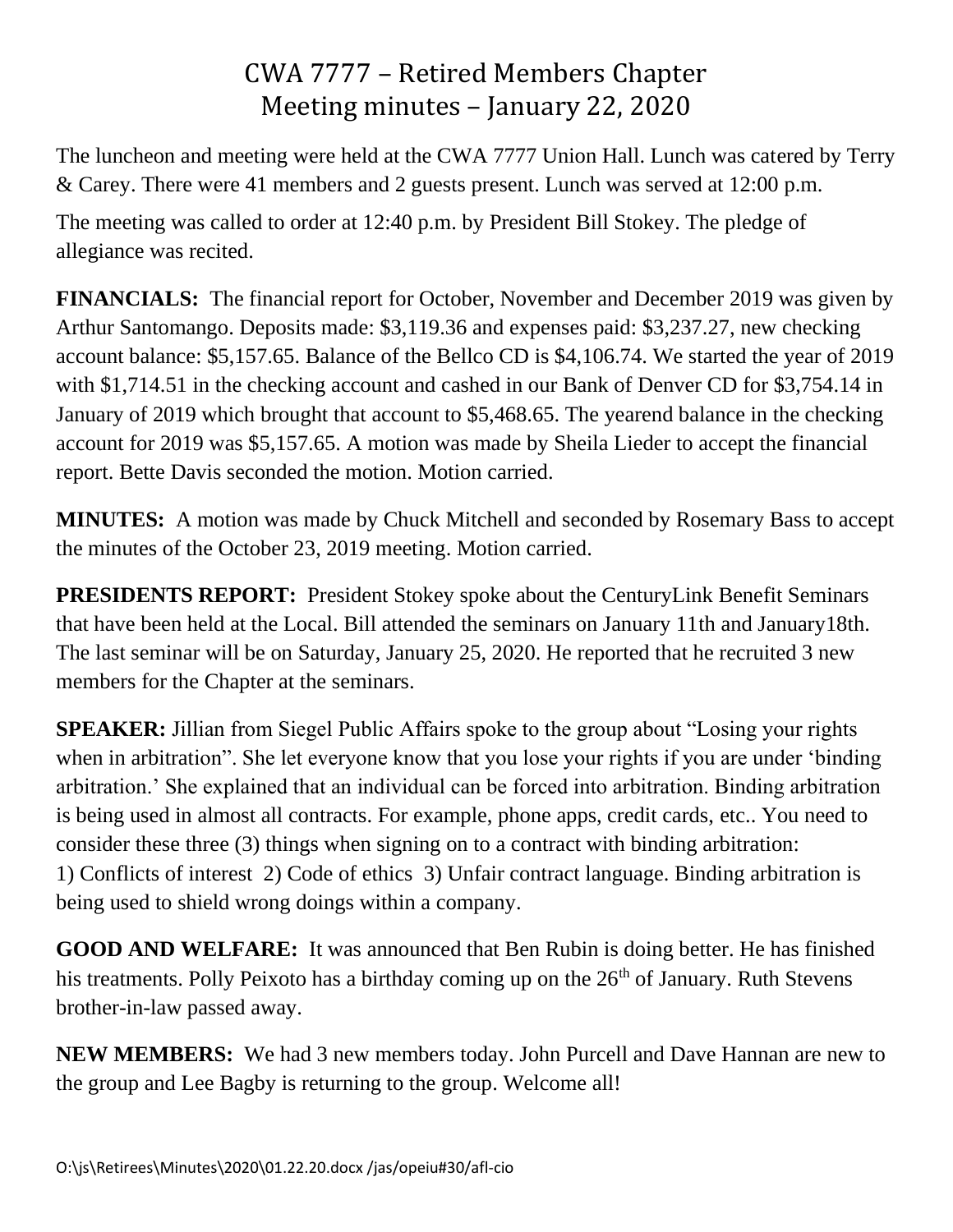# CWA 7777 – Retired Members Chapter
# Meeting minutes – January 22, 2020

The luncheon and meeting were held at the CWA 7777 Union Hall. Lunch was catered by Terry & Carey. There were 41 members and 2 guests present. Lunch was served at 12:00 p.m.

The meeting was called to order at 12:40 p.m. by President Bill Stokey. The pledge of allegiance was recited.

**FINANCIALS:** The financial report for October, November and December 2019 was given by Arthur Santomango. Deposits made: $3,119.36 and expenses paid: $3,237.27, new checking account balance: $5,157.65. Balance of the Bellco CD is $4,106.74. We started the year of 2019 with $1,714.51 in the checking account and cashed in our Bank of Denver CD for $3,754.14 in January of 2019 which brought that account to $5,468.65. The yearend balance in the checking account for 2019 was $5,157.65. A motion was made by Sheila Lieder to accept the financial report. Bette Davis seconded the motion. Motion carried.

**MINUTES:** A motion was made by Chuck Mitchell and seconded by Rosemary Bass to accept the minutes of the October 23, 2019 meeting. Motion carried.

**PRESIDENTS REPORT:** President Stokey spoke about the CenturyLink Benefit Seminars that have been held at the Local. Bill attended the seminars on January 11th and January18th. The last seminar will be on Saturday, January 25, 2020. He reported that he recruited 3 new members for the Chapter at the seminars.

**SPEAKER:** Jillian from Siegel Public Affairs spoke to the group about "Losing your rights when in arbitration". She let everyone know that you lose your rights if you are under 'binding arbitration.' She explained that an individual can be forced into arbitration. Binding arbitration is being used in almost all contracts. For example, phone apps, credit cards, etc.. You need to consider these three (3) things when signing on to a contract with binding arbitration:
1) Conflicts of interest 2) Code of ethics 3) Unfair contract language. Binding arbitration is being used to shield wrong doings within a company.

**GOOD AND WELFARE:** It was announced that Ben Rubin is doing better. He has finished his treatments. Polly Peixoto has a birthday coming up on the 26th of January. Ruth Stevens brother-in-law passed away.

**NEW MEMBERS:** We had 3 new members today. John Purcell and Dave Hannan are new to the group and Lee Bagby is returning to the group. Welcome all!

O:\js\Retirees\Minutes\2020\01.22.20.docx /jas/opeiu#30/afl-cio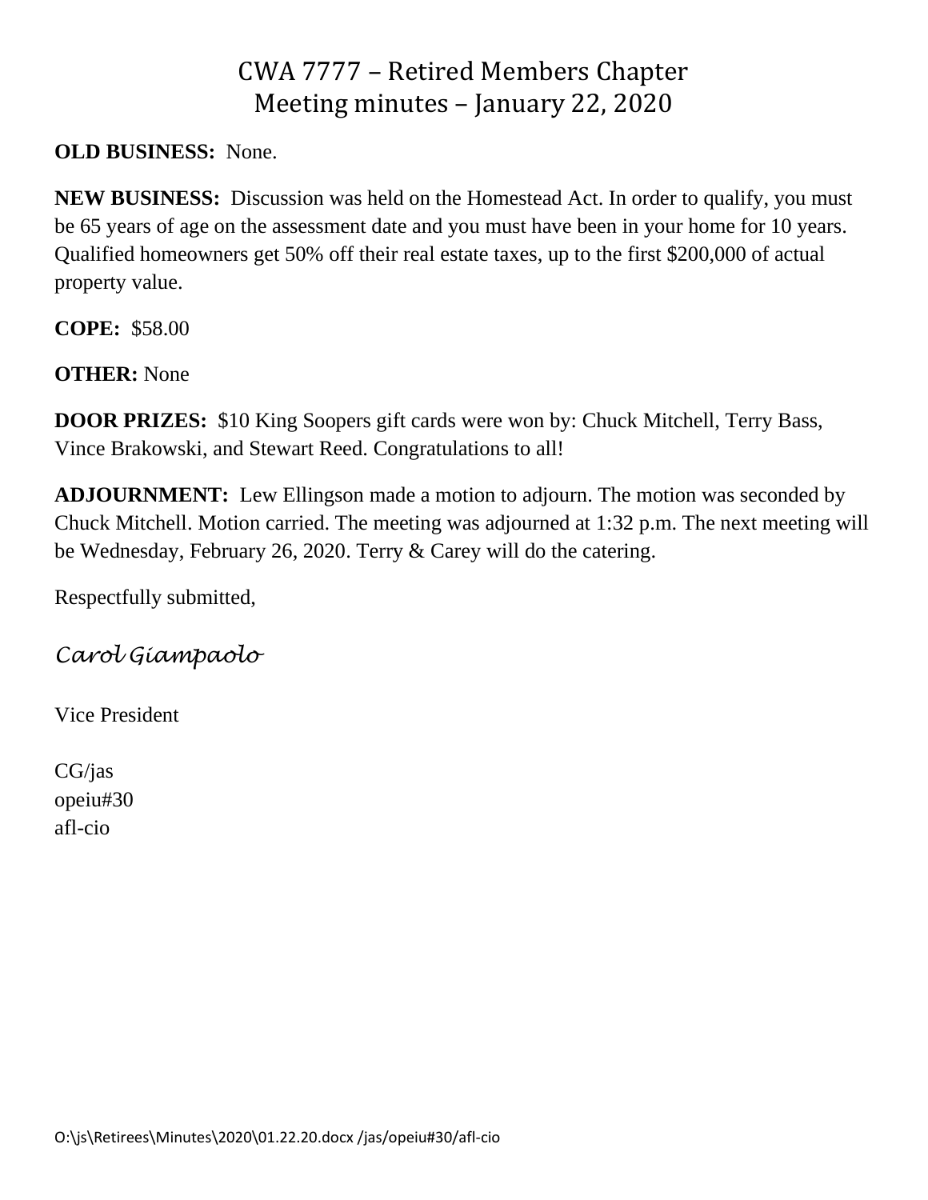# CWA 7777 – Retired Members Chapter
# Meeting minutes – January 22, 2020

**OLD BUSINESS:** None.

**NEW BUSINESS:** Discussion was held on the Homestead Act. In order to qualify, you must be 65 years of age on the assessment date and you must have been in your home for 10 years. Qualified homeowners get 50% off their real estate taxes, up to the first $200,000 of actual property value.

**COPE:** $58.00

**OTHER:** None

**DOOR PRIZES:** $10 King Soopers gift cards were won by: Chuck Mitchell, Terry Bass, Vince Brakowski, and Stewart Reed. Congratulations to all!

**ADJOURNMENT:** Lew Ellingson made a motion to adjourn. The motion was seconded by Chuck Mitchell. Motion carried. The meeting was adjourned at 1:32 p.m. The next meeting will be Wednesday, February 26, 2020. Terry & Carey will do the catering.

Respectfully submitted,

*Carol Giampaolo*

Vice President

CG/jas
opeiu#30
afl-cio

O:\js\Retirees\Minutes\2020\01.22.20.docx /jas/opeiu#30/afl-cio